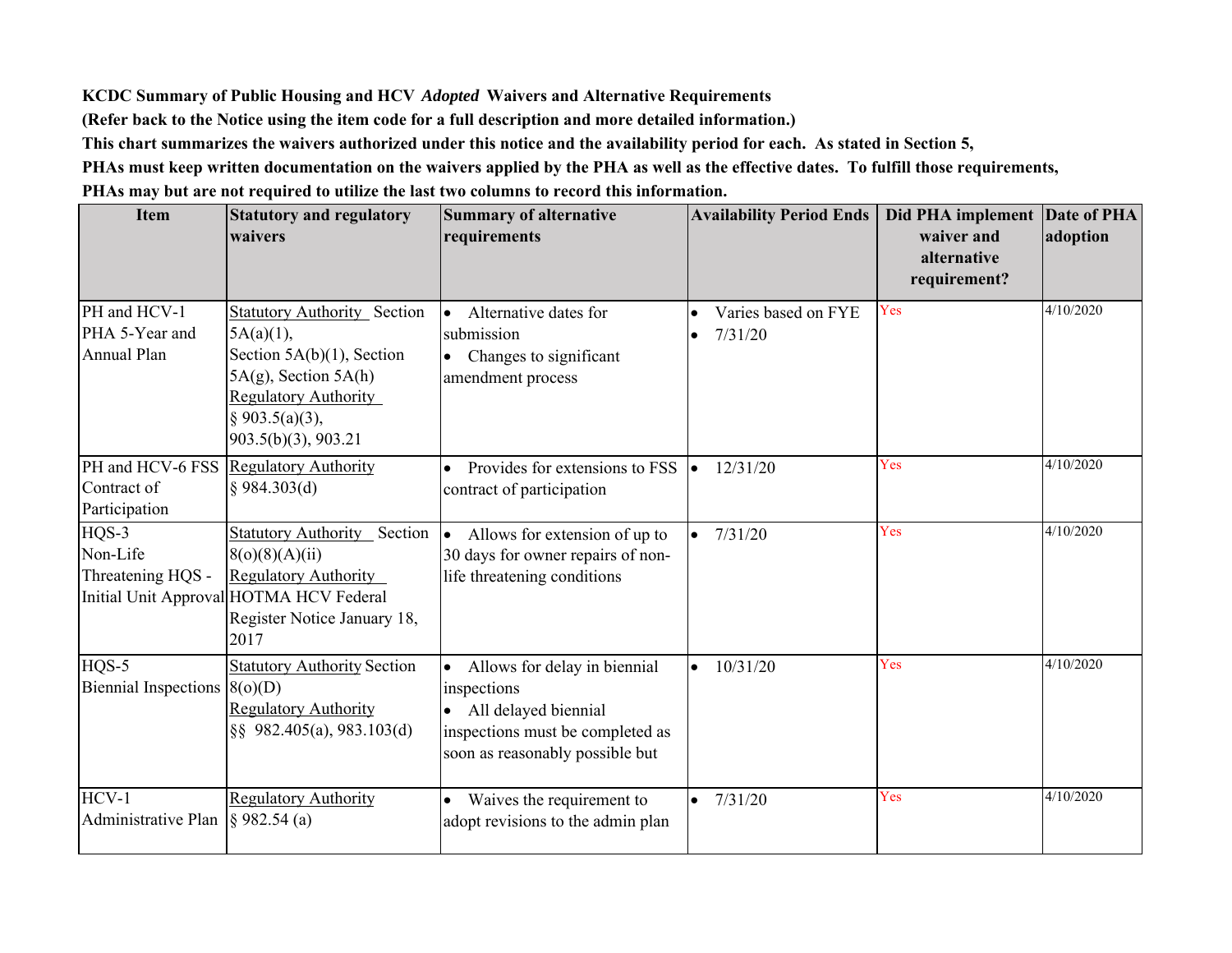**KCDC Summary of Public Housing and HCV *Adopted* Waivers and Alternative Requirements**

**(Refer back to the Notice using the item code for a full description and more detailed information.)**

**This chart summarizes the waivers authorized under this notice and the availability period for each. As stated in Section 5,**

**PHAs must keep written documentation on the waivers applied by the PHA as well as the effective dates. To fulfill those requirements,**

**PHAs may but are not required to utilize the last two columns to record this information.**

| Item | Statutory and regulatory waivers | Summary of alternative requirements | Availability Period Ends | Did PHA implement waiver and alternative requirement? | Date of PHA adoption |
|---|---|---|---|---|---|
| PH and HCV-1 PHA 5-Year and Annual Plan | Statutory Authority Section 5A(a)(1), Section 5A(b)(1), Section 5A(g), Section 5A(h) Regulatory Authority § 903.5(a)(3), 903.5(b)(3), 903.21 | • Alternative dates for submission • Changes to significant amendment process | • Varies based on FYE • 7/31/20 | Yes | 4/10/2020 |
| PH and HCV-6 FSS Contract of Participation | Regulatory Authority § 984.303(d) | • Provides for extensions to FSS contract of participation | • 12/31/20 | Yes | 4/10/2020 |
| HQS-3 Non-Life Threatening HQS - Initial Unit Approval | Statutory Authority Section 8(o)(8)(A)(ii) Regulatory Authority HOTMA HCV Federal Register Notice January 18, 2017 | • Allows for extension of up to 30 days for owner repairs of non-life threatening conditions | • 7/31/20 | Yes | 4/10/2020 |
| HQS-5 Biennial Inspections | Statutory Authority Section 8(o)(D) Regulatory Authority §§ 982.405(a), 983.103(d) | • Allows for delay in biennial inspections • All delayed biennial inspections must be completed as soon as reasonably possible but | • 10/31/20 | Yes | 4/10/2020 |
| HCV-1 Administrative Plan | Regulatory Authority § 982.54 (a) | • Waives the requirement to adopt revisions to the admin plan | • 7/31/20 | Yes | 4/10/2020 |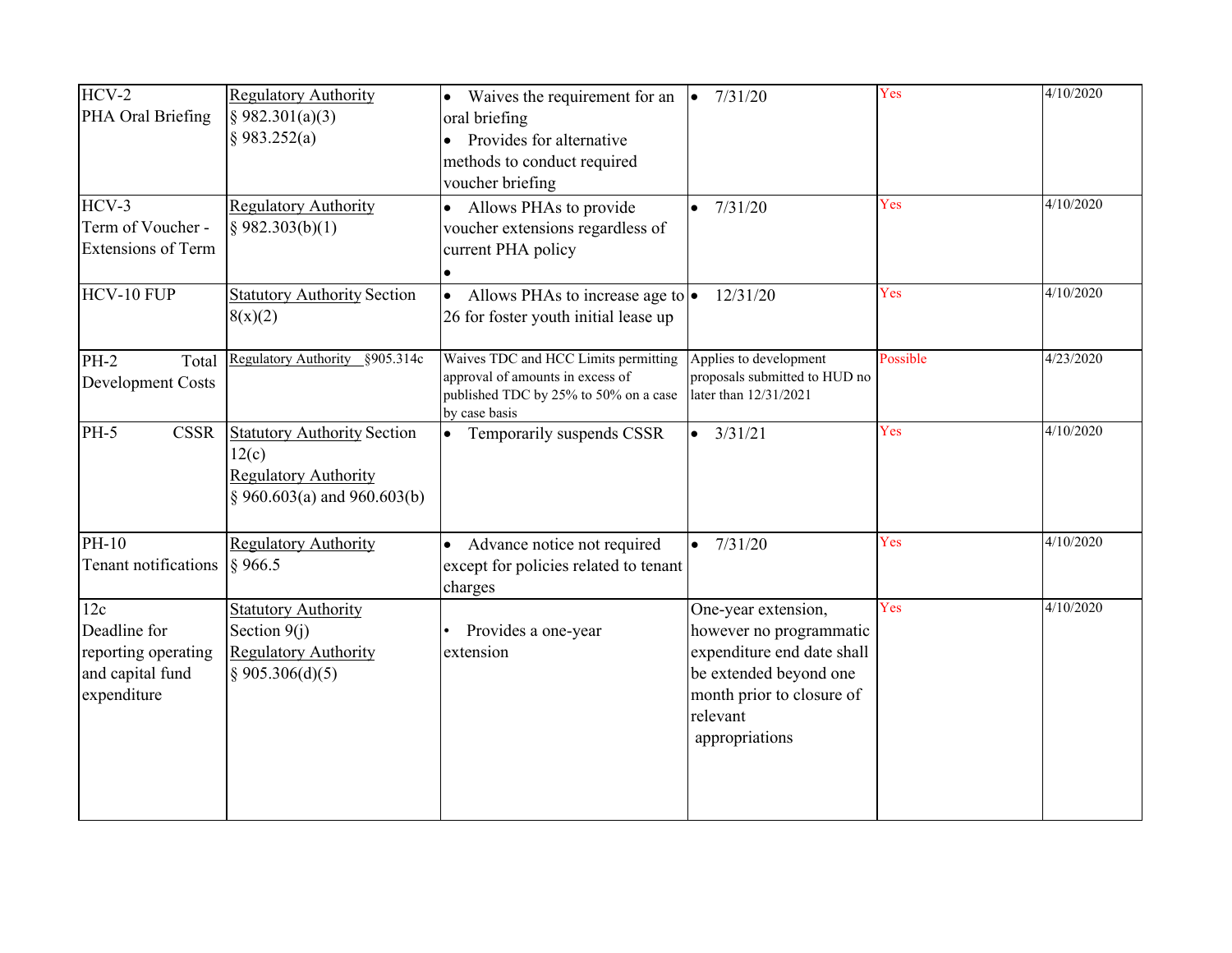| | | | | | |
|---|---|---|---|---|---|
| HCV-2<br>PHA Oral Briefing | Regulatory Authority<br>§ 982.301(a)(3)<br>§ 983.252(a) | • Waives the requirement for an oral briefing<br>• Provides for alternative methods to conduct required voucher briefing | • 7/31/20 | Yes | 4/10/2020 |
| HCV-3<br>Term of Voucher - Extensions of Term | Regulatory Authority<br>§ 982.303(b)(1) | • Allows PHAs to provide voucher extensions regardless of current PHA policy<br>• | • 7/31/20 | Yes | 4/10/2020 |
| HCV-10 FUP | Statutory Authority Section 8(x)(2) | • Allows PHAs to increase age to 26 for foster youth initial lease up | • 12/31/20 | Yes | 4/10/2020 |
| PH-2 Total Development Costs | Regulatory Authority §905.314c | Waives TDC and HCC Limits permitting approval of amounts in excess of published TDC by 25% to 50% on a case by case basis | Applies to development proposals submitted to HUD no later than 12/31/2021 | Possible | 4/23/2020 |
| PH-5 CSSR | Statutory Authority Section 12(c)<br>Regulatory Authority<br>§ 960.603(a) and 960.603(b) | • Temporarily suspends CSSR | • 3/31/21 | Yes | 4/10/2020 |
| PH-10<br>Tenant notifications | Regulatory Authority<br>§ 966.5 | • Advance notice not required except for policies related to tenant charges | • 7/31/20 | Yes | 4/10/2020 |
| 12c<br>Deadline for reporting operating and capital fund expenditure | Statutory Authority<br>Section 9(j)<br>Regulatory Authority<br>§ 905.306(d)(5) | • Provides a one-year extension | One-year extension, however no programmatic expenditure end date shall be extended beyond one month prior to closure of relevant appropriations | Yes | 4/10/2020 |